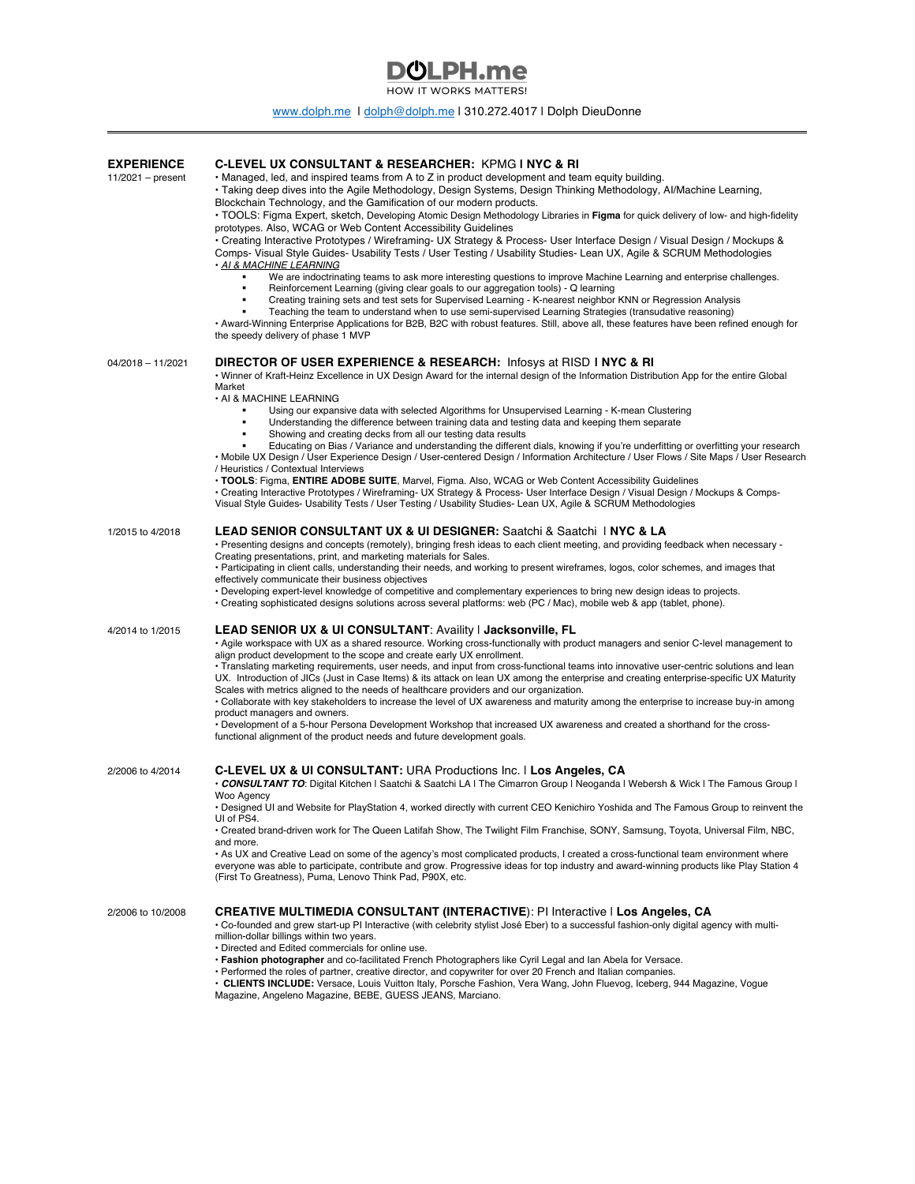# DOLPH.me

HOW IT WORKS MATTERS!

www.dolph.me l dolph@dolph.me l 310.272.4017 l Dolph DieuDonne

---

## EXPERIENCE

### C-LEVEL UX CONSULTANT & RESEARCHER: KPMG l NYC & RI

11/2021 – present

- Managed, led, and inspired teams from A to Z in product development and team equity building.
- Taking deep dives into the Agile Methodology, Design Systems, Design Thinking Methodology, AI/Machine Learning, Blockchain Technology, and the Gamification of our modern products.
- TOOLS: Figma Expert, sketch, Developing Atomic Design Methodology Libraries in **Figma** for quick delivery of low- and high-fidelity prototypes. Also, WCAG or Web Content Accessibility Guidelines
- Creating Interactive Prototypes / Wireframing- UX Strategy & Process- User Interface Design / Visual Design / Mockups & Comps- Visual Style Guides- Usability Tests / User Testing / Usability Studies- Lean UX, Agile & SCRUM Methodologies
- *AI & MACHINE LEARNING*
    - We are indoctrinating teams to ask more interesting questions to improve Machine Learning and enterprise challenges.
    - Reinforcement Learning (giving clear goals to our aggregation tools) - Q learning
    - Creating training sets and test sets for Supervised Learning - K-nearest neighbor KNN or Regression Analysis
    - Teaching the team to understand when to use semi-supervised Learning Strategies (transudative reasoning)
- Award-Winning Enterprise Applications for B2B, B2C with robust features. Still, above all, these features have been refined enough for the speedy delivery of phase 1 MVP

### DIRECTOR OF USER EXPERIENCE & RESEARCH: Infosys at RISD l NYC & RI

04/2018 – 11/2021

- Winner of Kraft-Heinz Excellence in UX Design Award for the internal design of the Information Distribution App for the entire Global Market
- AI & MACHINE LEARNING
    - Using our expansive data with selected Algorithms for Unsupervised Learning - K-mean Clustering
    - Understanding the difference between training data and testing data and keeping them separate
    - Showing and creating decks from all our testing data results
    - Educating on Bias / Variance and understanding the different dials, knowing if you're underfitting or overfitting your research
- Mobile UX Design / User Experience Design / User-centered Design / Information Architecture / User Flows / Site Maps / User Research / Heuristics / Contextual Interviews
- **TOOLS**: Figma, **ENTIRE ADOBE SUITE**, Marvel, Figma. Also, WCAG or Web Content Accessibility Guidelines
- Creating Interactive Prototypes / Wireframing- UX Strategy & Process- User Interface Design / Visual Design / Mockups & Comps- Visual Style Guides- Usability Tests / User Testing / Usability Studies- Lean UX, Agile & SCRUM Methodologies

### LEAD SENIOR CONSULTANT UX & UI DESIGNER: Saatchi & Saatchi l NYC & LA

1/2015 to 4/2018

- Presenting designs and concepts (remotely), bringing fresh ideas to each client meeting, and providing feedback when necessary - Creating presentations, print, and marketing materials for Sales.
- Participating in client calls, understanding their needs, and working to present wireframes, logos, color schemes, and images that effectively communicate their business objectives
- Developing expert-level knowledge of competitive and complementary experiences to bring new design ideas to projects.
- Creating sophisticated designs solutions across several platforms: web (PC / Mac), mobile web & app (tablet, phone).

### LEAD SENIOR UX & UI CONSULTANT: Availity l Jacksonville, FL

4/2014 to 1/2015

- Agile workspace with UX as a shared resource. Working cross-functionally with product managers and senior C-level management to align product development to the scope and create early UX enrollment.
- Translating marketing requirements, user needs, and input from cross-functional teams into innovative user-centric solutions and lean UX. Introduction of JICs (Just in Case Items) & its attack on lean UX among the enterprise and creating enterprise-specific UX Maturity Scales with metrics aligned to the needs of healthcare providers and our organization.
- Collaborate with key stakeholders to increase the level of UX awareness and maturity among the enterprise to increase buy-in among product managers and owners.
- Development of a 5-hour Persona Development Workshop that increased UX awareness and created a shorthand for the cross-functional alignment of the product needs and future development goals.

### C-LEVEL UX & UI CONSULTANT: URA Productions Inc. l Los Angeles, CA

2/2006 to 4/2014

- ***CONSULTANT TO***: Digital Kitchen l Saatchi & Saatchi LA l The Cimarron Group l Neoganda l Webersh & Wick l The Famous Group l Woo Agency
- Designed UI and Website for PlayStation 4, worked directly with current CEO Kenichiro Yoshida and The Famous Group to reinvent the UI of PS4.
- Created brand-driven work for The Queen Latifah Show, The Twilight Film Franchise, SONY, Samsung, Toyota, Universal Film, NBC, and more.
- As UX and Creative Lead on some of the agency's most complicated products, I created a cross-functional team environment where everyone was able to participate, contribute and grow. Progressive ideas for top industry and award-winning products like Play Station 4 (First To Greatness), Puma, Lenovo Think Pad, P90X, etc.

### CREATIVE MULTIMEDIA CONSULTANT (INTERACTIVE): PI Interactive l Los Angeles, CA

2/2006 to 10/2008

- Co-founded and grew start-up PI Interactive (with celebrity stylist José Eber) to a successful fashion-only digital agency with multi-million-dollar billings within two years.
- Directed and Edited commercials for online use.
- **Fashion photographer** and co-facilitated French Photographers like Cyril Legal and Ian Abela for Versace.
- Performed the roles of partner, creative director, and copywriter for over 20 French and Italian companies.
- **CLIENTS INCLUDE:** Versace, Louis Vuitton Italy, Porsche Fashion, Vera Wang, John Fluevog, Iceberg, 944 Magazine, Vogue Magazine, Angeleno Magazine, BEBE, GUESS JEANS, Marciano.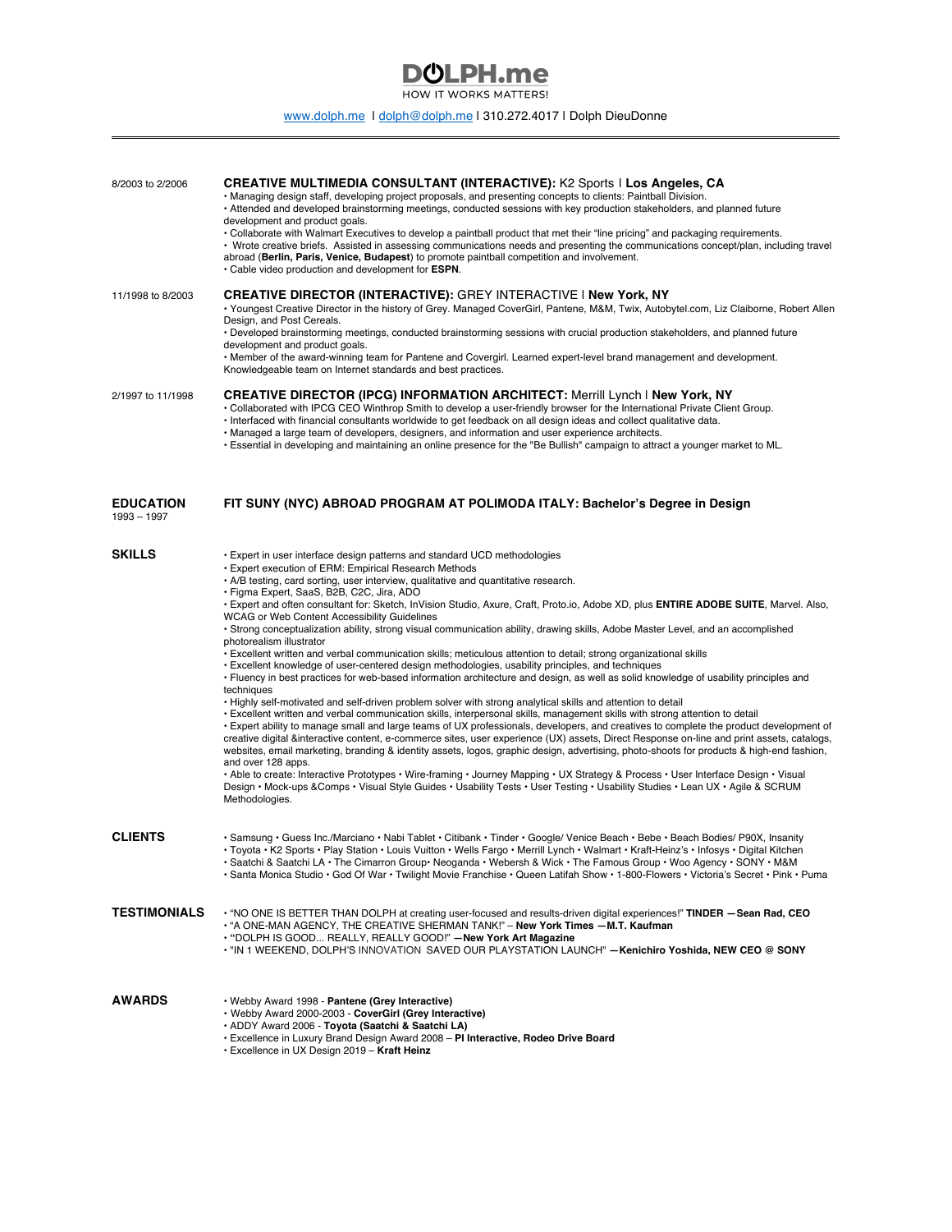# DOLPH.me

HOW IT WORKS MATTERS!

www.dolph.me I dolph@dolph.me I 310.272.4017 I Dolph DieuDonne

---

8/2003 to 2/2006

**CREATIVE MULTIMEDIA CONSULTANT (INTERACTIVE):** K2 Sports I **Los Angeles, CA**

- Managing design staff, developing project proposals, and presenting concepts to clients: Paintball Division.
- Attended and developed brainstorming meetings, conducted sessions with key production stakeholders, and planned future development and product goals.
- Collaborate with Walmart Executives to develop a paintball product that met their "line pricing" and packaging requirements.
- Wrote creative briefs. Assisted in assessing communications needs and presenting the communications concept/plan, including travel abroad (**Berlin, Paris, Venice, Budapest**) to promote paintball competition and involvement.
- Cable video production and development for **ESPN**.

11/1998 to 8/2003

**CREATIVE DIRECTOR (INTERACTIVE):** GREY INTERACTIVE I **New York, NY**

- Youngest Creative Director in the history of Grey. Managed CoverGirl, Pantene, M&M, Twix, Autobytel.com, Liz Claiborne, Robert Allen Design, and Post Cereals.
- Developed brainstorming meetings, conducted brainstorming sessions with crucial production stakeholders, and planned future development and product goals.
- Member of the award-winning team for Pantene and Covergirl. Learned expert-level brand management and development. Knowledgeable team on Internet standards and best practices.

2/1997 to 11/1998

**CREATIVE DIRECTOR (IPCG) INFORMATION ARCHITECT:** Merrill Lynch I **New York, NY**

- Collaborated with IPCG CEO Winthrop Smith to develop a user-friendly browser for the International Private Client Group.
- Interfaced with financial consultants worldwide to get feedback on all design ideas and collect qualitative data.
- Managed a large team of developers, designers, and information and user experience architects.
- Essential in developing and maintaining an online presence for the "Be Bullish" campaign to attract a younger market to ML.

## EDUCATION

1993 – 1997

**FIT SUNY (NYC) ABROAD PROGRAM AT POLIMODA ITALY: Bachelor's Degree in Design**

## SKILLS

- Expert in user interface design patterns and standard UCD methodologies
- Expert execution of ERM: Empirical Research Methods
- A/B testing, card sorting, user interview, qualitative and quantitative research.
- Figma Expert, SaaS, B2B, C2C, Jira, ADO
- Expert and often consultant for: Sketch, InVision Studio, Axure, Craft, Proto.io, Adobe XD, plus **ENTIRE ADOBE SUITE**, Marvel. Also, WCAG or Web Content Accessibility Guidelines
- Strong conceptualization ability, strong visual communication ability, drawing skills, Adobe Master Level, and an accomplished photorealism illustrator
- Excellent written and verbal communication skills; meticulous attention to detail; strong organizational skills
- Excellent knowledge of user-centered design methodologies, usability principles, and techniques
- Fluency in best practices for web-based information architecture and design, as well as solid knowledge of usability principles and techniques
- Highly self-motivated and self-driven problem solver with strong analytical skills and attention to detail
- Excellent written and verbal communication skills, interpersonal skills, management skills with strong attention to detail
- Expert ability to manage small and large teams of UX professionals, developers, and creatives to complete the product development of creative digital &interactive content, e-commerce sites, user experience (UX) assets, Direct Response on-line and print assets, catalogs, websites, email marketing, branding & identity assets, logos, graphic design, advertising, photo-shoots for products & high-end fashion, and over 128 apps.
- Able to create: Interactive Prototypes • Wire-framing • Journey Mapping • UX Strategy & Process • User Interface Design • Visual Design • Mock-ups &Comps • Visual Style Guides • Usability Tests • User Testing • Usability Studies • Lean UX • Agile & SCRUM Methodologies.

## CLIENTS

- Samsung • Guess Inc./Marciano • Nabi Tablet • Citibank • Tinder • Google/ Venice Beach • Bebe • Beach Bodies/ P90X, Insanity
- Toyota • K2 Sports • Play Station • Louis Vuitton • Wells Fargo • Merrill Lynch • Walmart • Kraft-Heinz's • Infosys • Digital Kitchen
- Saatchi & Saatchi LA • The Cimarron Group• Neoganda • Webersh & Wick • The Famous Group • Woo Agency • SONY • M&M
- Santa Monica Studio • God Of War • Twilight Movie Franchise • Queen Latifah Show • 1-800-Flowers • Victoria's Secret • Pink • Puma

## TESTIMONIALS

- "NO ONE IS BETTER THAN DOLPH at creating user-focused and results-driven digital experiences!" **TINDER —Sean Rad, CEO**
- "A ONE-MAN AGENCY, THE CREATIVE SHERMAN TANK!" – **New York Times —M.T. Kaufman**
- "DOLPH IS GOOD... REALLY, REALLY GOOD!" **—New York Art Magazine**
- "IN 1 WEEKEND, DOLPH'S INNOVATION SAVED OUR PLAYSTATION LAUNCH" **—Kenichiro Yoshida, NEW CEO @ SONY**

## AWARDS

- Webby Award 1998 - **Pantene (Grey Interactive)**
- Webby Award 2000-2003 - **CoverGirl (Grey Interactive)**
- ADDY Award 2006 - **Toyota (Saatchi & Saatchi LA)**
- Excellence in Luxury Brand Design Award 2008 – **PI Interactive, Rodeo Drive Board**
- Excellence in UX Design 2019 – **Kraft Heinz**